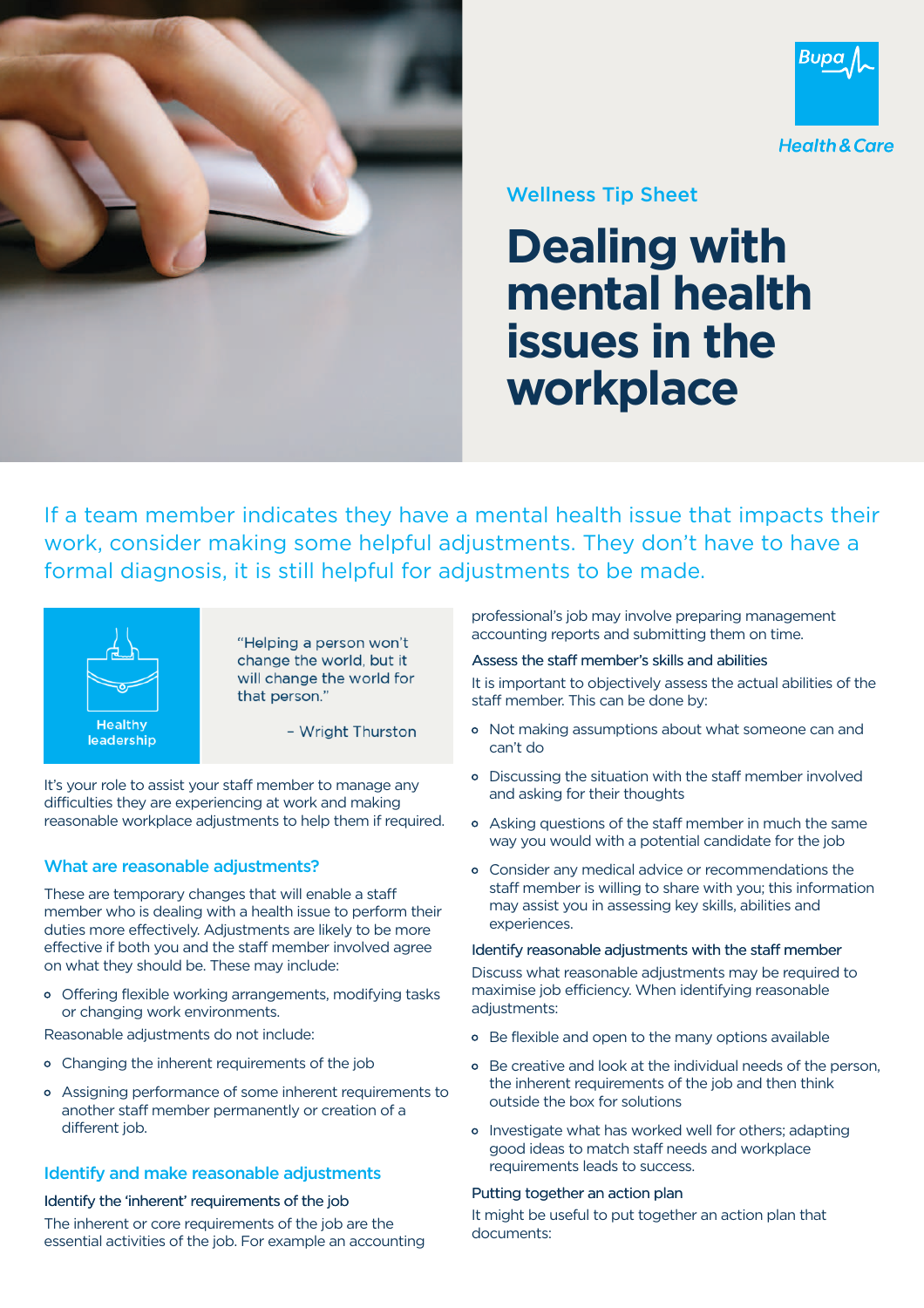Bupa Health & Care

Wellness Tip Sheet

# Dealing with mental health issues in the workplace

If a team member indicates they have a mental health issue that impacts their work, consider making some helpful adjustments. They don't have to have a formal diagnosis, it is still helpful for adjustments to be made.

Healthy leadership

> "Helping a person won't change the world, but it will change the world for that person."
>
> – Wright Thurston

It's your role to assist your staff member to manage any difficulties they are experiencing at work and making reasonable workplace adjustments to help them if required.

## What are reasonable adjustments?

These are temporary changes that will enable a staff member who is dealing with a health issue to perform their duties more effectively. Adjustments are likely to be more effective if both you and the staff member involved agree on what they should be. These may include:

- Offering flexible working arrangements, modifying tasks or changing work environments.

Reasonable adjustments do not include:

- Changing the inherent requirements of the job
- Assigning performance of some inherent requirements to another staff member permanently or creation of a different job.

## Identify and make reasonable adjustments

### Identify the 'inherent' requirements of the job

The inherent or core requirements of the job are the essential activities of the job. For example an accounting professional's job may involve preparing management accounting reports and submitting them on time.

### Assess the staff member's skills and abilities

It is important to objectively assess the actual abilities of the staff member. This can be done by:

- Not making assumptions about what someone can and can't do
- Discussing the situation with the staff member involved and asking for their thoughts
- Asking questions of the staff member in much the same way you would with a potential candidate for the job
- Consider any medical advice or recommendations the staff member is willing to share with you; this information may assist you in assessing key skills, abilities and experiences.

### Identify reasonable adjustments with the staff member

Discuss what reasonable adjustments may be required to maximise job efficiency. When identifying reasonable adjustments:

- Be flexible and open to the many options available
- Be creative and look at the individual needs of the person, the inherent requirements of the job and then think outside the box for solutions
- Investigate what has worked well for others; adapting good ideas to match staff needs and workplace requirements leads to success.

### Putting together an action plan

It might be useful to put together an action plan that documents: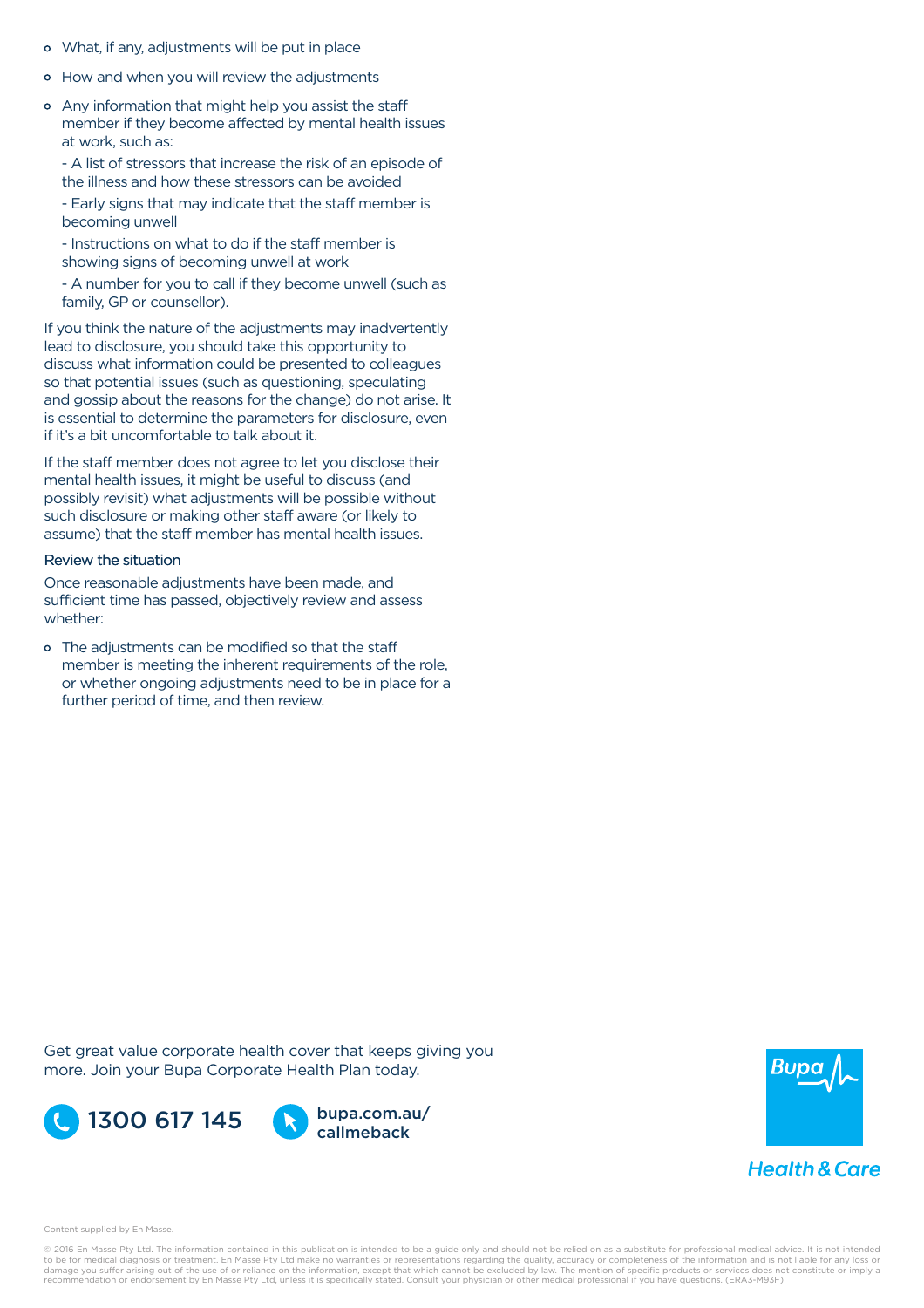- What, if any, adjustments will be put in place
- How and when you will review the adjustments
- Any information that might help you assist the staff member if they become affected by mental health issues at work, such as:
  - A list of stressors that increase the risk of an episode of the illness and how these stressors can be avoided
  - Early signs that may indicate that the staff member is becoming unwell
  - Instructions on what to do if the staff member is showing signs of becoming unwell at work
  - A number for you to call if they become unwell (such as family, GP or counsellor).

If you think the nature of the adjustments may inadvertently lead to disclosure, you should take this opportunity to discuss what information could be presented to colleagues so that potential issues (such as questioning, speculating and gossip about the reasons for the change) do not arise. It is essential to determine the parameters for disclosure, even if it's a bit uncomfortable to talk about it.

If the staff member does not agree to let you disclose their mental health issues, it might be useful to discuss (and possibly revisit) what adjustments will be possible without such disclosure or making other staff aware (or likely to assume) that the staff member has mental health issues.

### Review the situation

Once reasonable adjustments have been made, and sufficient time has passed, objectively review and assess whether:

- The adjustments can be modified so that the staff member is meeting the inherent requirements of the role, or whether ongoing adjustments need to be in place for a further period of time, and then review.

Get great value corporate health cover that keeps giving you more. Join your Bupa Corporate Health Plan today.

1300 617 145

bupa.com.au/callmeback

Bupa Health & Care

Content supplied by En Masse.

© 2016 En Masse Pty Ltd. The information contained in this publication is intended to be a guide only and should not be relied on as a substitute for professional medical advice. It is not intended to be for medical diagnosis or treatment. En Masse Pty Ltd make no warranties or representations regarding the quality, accuracy or completeness of the information and is not liable for any loss or damage you suffer arising out of the use of or reliance on the information, except that which cannot be excluded by law. The mention of specific products or services does not constitute or imply a recommendation or endorsement by En Masse Pty Ltd, unless it is specifically stated. Consult your physician or other medical professional if you have questions. (ERA3-M93F)